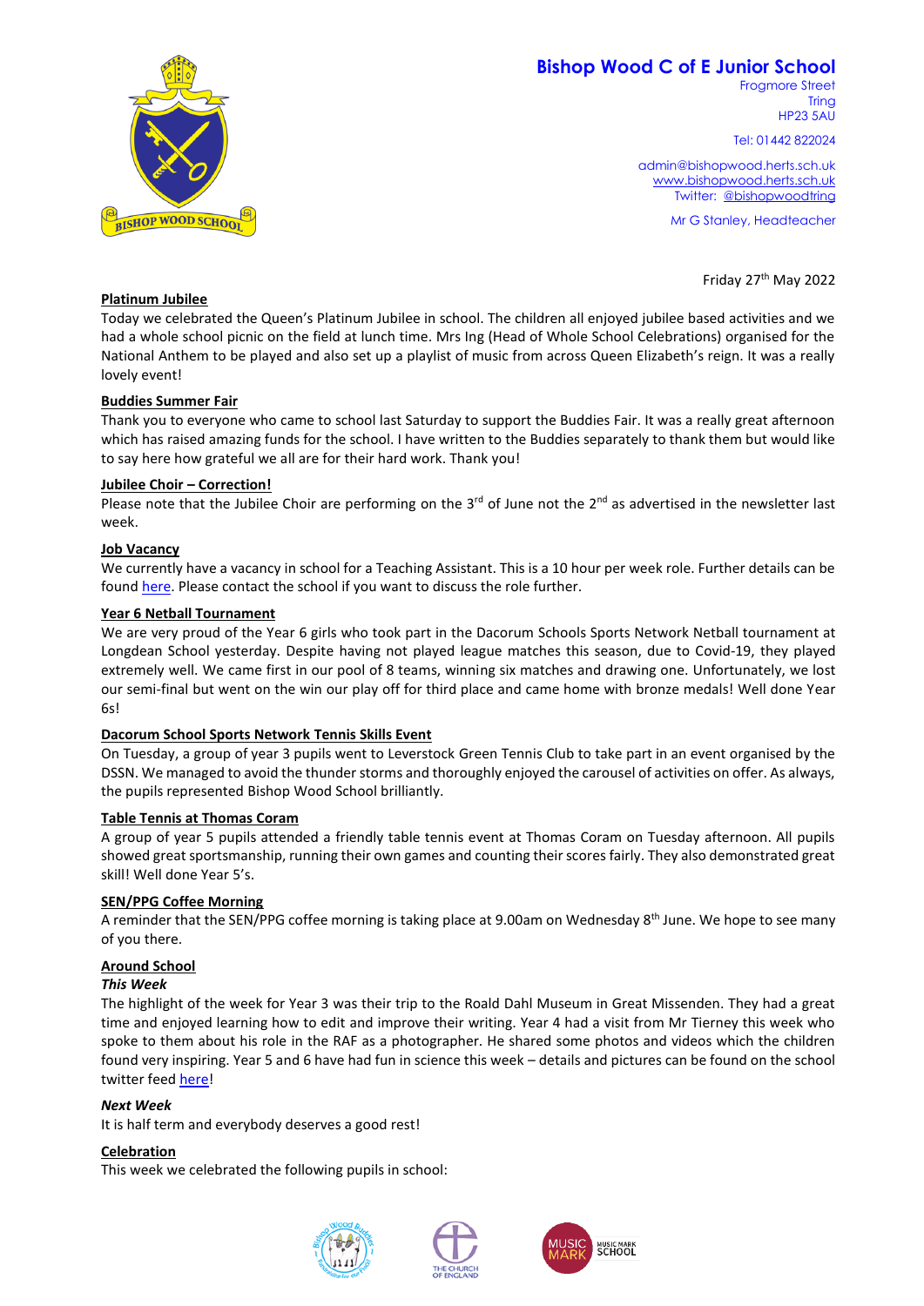**Bishop Wood C of E Junior School**
Frogmore Street
Tring
HP23 5AU

Tel: 01442 822024

admin@bishopwood.herts.sch.uk
www.bishopwood.herts.sch.uk
Twitter: @bishopwoodtring

Mr G Stanley, Headteacher

Friday 27th May 2022

## Platinum Jubilee

Today we celebrated the Queen's Platinum Jubilee in school. The children all enjoyed jubilee based activities and we had a whole school picnic on the field at lunch time. Mrs Ing (Head of Whole School Celebrations) organised for the National Anthem to be played and also set up a playlist of music from across Queen Elizabeth's reign. It was a really lovely event!

## Buddies Summer Fair

Thank you to everyone who came to school last Saturday to support the Buddies Fair. It was a really great afternoon which has raised amazing funds for the school. I have written to the Buddies separately to thank them but would like to say here how grateful we all are for their hard work. Thank you!

## Jubilee Choir – Correction!

Please note that the Jubilee Choir are performing on the 3rd of June not the 2nd as advertised in the newsletter last week.

## Job Vacancy

We currently have a vacancy in school for a Teaching Assistant. This is a 10 hour per week role. Further details can be found here. Please contact the school if you want to discuss the role further.

## Year 6 Netball Tournament

We are very proud of the Year 6 girls who took part in the Dacorum Schools Sports Network Netball tournament at Longdean School yesterday. Despite having not played league matches this season, due to Covid-19, they played extremely well. We came first in our pool of 8 teams, winning six matches and drawing one. Unfortunately, we lost our semi-final but went on the win our play off for third place and came home with bronze medals! Well done Year 6s!

## Dacorum School Sports Network Tennis Skills Event

On Tuesday, a group of year 3 pupils went to Leverstock Green Tennis Club to take part in an event organised by the DSSN. We managed to avoid the thunder storms and thoroughly enjoyed the carousel of activities on offer. As always, the pupils represented Bishop Wood School brilliantly.

## Table Tennis at Thomas Coram

A group of year 5 pupils attended a friendly table tennis event at Thomas Coram on Tuesday afternoon. All pupils showed great sportsmanship, running their own games and counting their scores fairly. They also demonstrated great skill! Well done Year 5's.

## SEN/PPG Coffee Morning

A reminder that the SEN/PPG coffee morning is taking place at 9.00am on Wednesday 8th June. We hope to see many of you there.

## Around School

***This Week***

The highlight of the week for Year 3 was their trip to the Roald Dahl Museum in Great Missenden. They had a great time and enjoyed learning how to edit and improve their writing. Year 4 had a visit from Mr Tierney this week who spoke to them about his role in the RAF as a photographer. He shared some photos and videos which the children found very inspiring. Year 5 and 6 have had fun in science this week – details and pictures can be found on the school twitter feed here!

***Next Week***

It is half term and everybody deserves a good rest!

## Celebration

This week we celebrated the following pupils in school: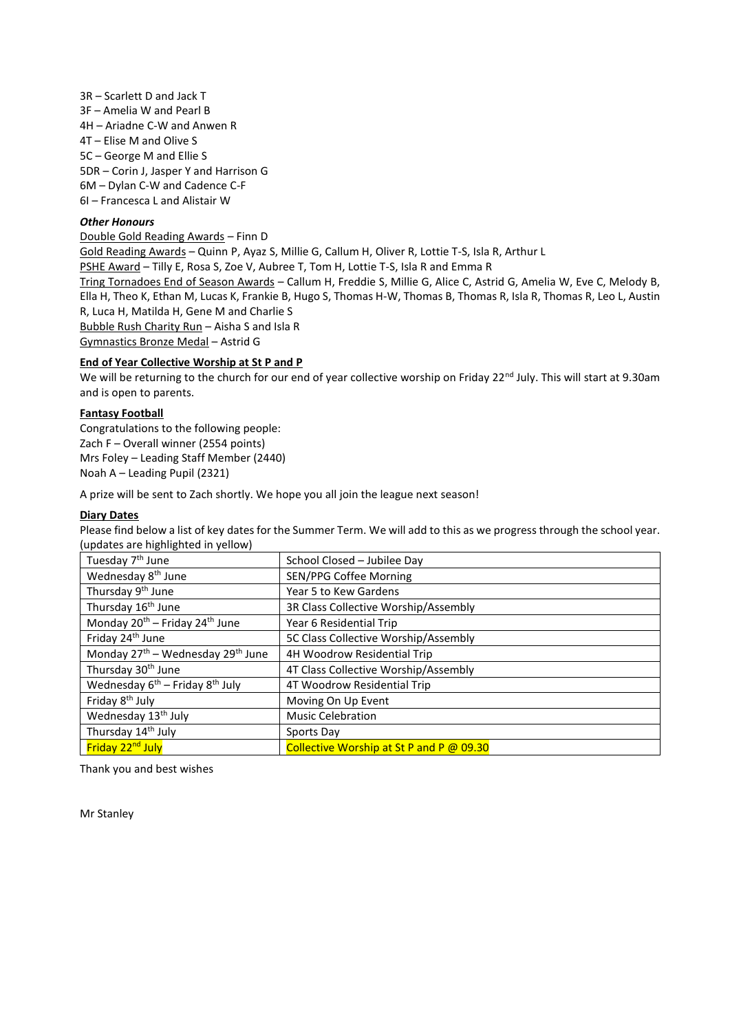3R – Scarlett D and Jack T
3F – Amelia W and Pearl B
4H – Ariadne C-W and Anwen R
4T – Elise M and Olive S
5C – George M and Ellie S
5DR – Corin J, Jasper Y and Harrison G
6M – Dylan C-W and Cadence C-F
6I – Francesca L and Alistair W

***Other Honours***

Double Gold Reading Awards – Finn D
Gold Reading Awards – Quinn P, Ayaz S, Millie G, Callum H, Oliver R, Lottie T-S, Isla R, Arthur L
PSHE Award – Tilly E, Rosa S, Zoe V, Aubree T, Tom H, Lottie T-S, Isla R and Emma R
Tring Tornadoes End of Season Awards – Callum H, Freddie S, Millie G, Alice C, Astrid G, Amelia W, Eve C, Melody B, Ella H, Theo K, Ethan M, Lucas K, Frankie B, Hugo S, Thomas H-W, Thomas B, Thomas R, Isla R, Thomas R, Leo L, Austin R, Luca H, Matilda H, Gene M and Charlie S
Bubble Rush Charity Run – Aisha S and Isla R
Gymnastics Bronze Medal – Astrid G

**End of Year Collective Worship at St P and P**

We will be returning to the church for our end of year collective worship on Friday 22nd July. This will start at 9.30am and is open to parents.

**Fantasy Football**

Congratulations to the following people:
Zach F – Overall winner (2554 points)
Mrs Foley – Leading Staff Member (2440)
Noah A – Leading Pupil (2321)

A prize will be sent to Zach shortly. We hope you all join the league next season!

**Diary Dates**

Please find below a list of key dates for the Summer Term. We will add to this as we progress through the school year. (updates are highlighted in yellow)

| | |
|---|---|
| Tuesday 7th June | School Closed – Jubilee Day |
| Wednesday 8th June | SEN/PPG Coffee Morning |
| Thursday 9th June | Year 5 to Kew Gardens |
| Thursday 16th June | 3R Class Collective Worship/Assembly |
| Monday 20th – Friday 24th June | Year 6 Residential Trip |
| Friday 24th June | 5C Class Collective Worship/Assembly |
| Monday 27th – Wednesday 29th June | 4H Woodrow Residential Trip |
| Thursday 30th June | 4T Class Collective Worship/Assembly |
| Wednesday 6th – Friday 8th July | 4T Woodrow Residential Trip |
| Friday 8th July | Moving On Up Event |
| Wednesday 13th July | Music Celebration |
| Thursday 14th July | Sports Day |
| Friday 22nd July | Collective Worship at St P and P @ 09.30 |

Thank you and best wishes

Mr Stanley